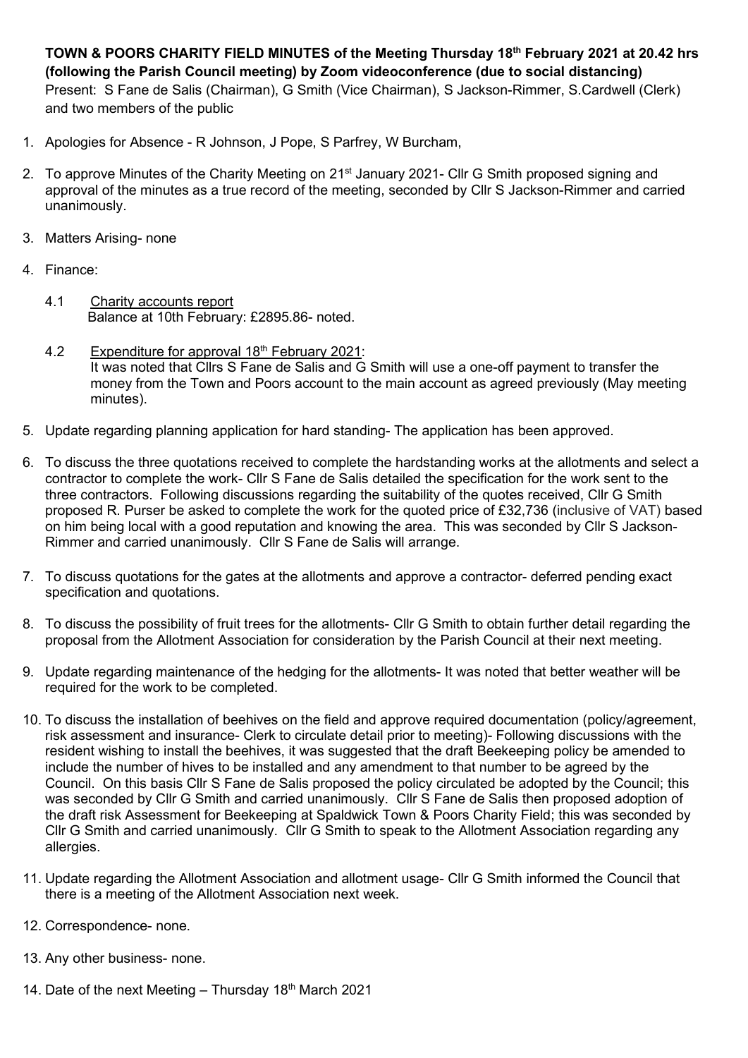**TOWN & POORS CHARITY FIELD MINUTES of the Meeting Thursday 18th February 2021 at 20.42 hrs (following the Parish Council meeting) by Zoom videoconference (due to social distancing)**

Present: S Fane de Salis (Chairman), G Smith (Vice Chairman), S Jackson-Rimmer, S.Cardwell (Clerk) and two members of the public

1. Apologies for Absence - R Johnson, J Pope, S Parfrey, W Burcham,

2. To approve Minutes of the Charity Meeting on 21st January 2021- Cllr G Smith proposed signing and approval of the minutes as a true record of the meeting, seconded by Cllr S Jackson-Rimmer and carried unanimously.

3. Matters Arising- none

4. Finance:

   4.1 Charity accounts report
   Balance at 10th February: £2895.86- noted.

   4.2 Expenditure for approval 18th February 2021:
   It was noted that Cllrs S Fane de Salis and G Smith will use a one-off payment to transfer the money from the Town and Poors account to the main account as agreed previously (May meeting minutes).

5. Update regarding planning application for hard standing- The application has been approved.

6. To discuss the three quotations received to complete the hardstanding works at the allotments and select a contractor to complete the work- Cllr S Fane de Salis detailed the specification for the work sent to the three contractors. Following discussions regarding the suitability of the quotes received, Cllr G Smith proposed R. Purser be asked to complete the work for the quoted price of £32,736 (inclusive of VAT) based on him being local with a good reputation and knowing the area. This was seconded by Cllr S Jackson-Rimmer and carried unanimously. Cllr S Fane de Salis will arrange.

7. To discuss quotations for the gates at the allotments and approve a contractor- deferred pending exact specification and quotations.

8. To discuss the possibility of fruit trees for the allotments- Cllr G Smith to obtain further detail regarding the proposal from the Allotment Association for consideration by the Parish Council at their next meeting.

9. Update regarding maintenance of the hedging for the allotments- It was noted that better weather will be required for the work to be completed.

10. To discuss the installation of beehives on the field and approve required documentation (policy/agreement, risk assessment and insurance- Clerk to circulate detail prior to meeting)- Following discussions with the resident wishing to install the beehives, it was suggested that the draft Beekeeping policy be amended to include the number of hives to be installed and any amendment to that number to be agreed by the Council. On this basis Cllr S Fane de Salis proposed the policy circulated be adopted by the Council; this was seconded by Cllr G Smith and carried unanimously. Cllr S Fane de Salis then proposed adoption of the draft risk Assessment for Beekeeping at Spaldwick Town & Poors Charity Field; this was seconded by Cllr G Smith and carried unanimously. Cllr G Smith to speak to the Allotment Association regarding any allergies.

11. Update regarding the Allotment Association and allotment usage- Cllr G Smith informed the Council that there is a meeting of the Allotment Association next week.

12. Correspondence- none.

13. Any other business- none.

14. Date of the next Meeting – Thursday 18th March 2021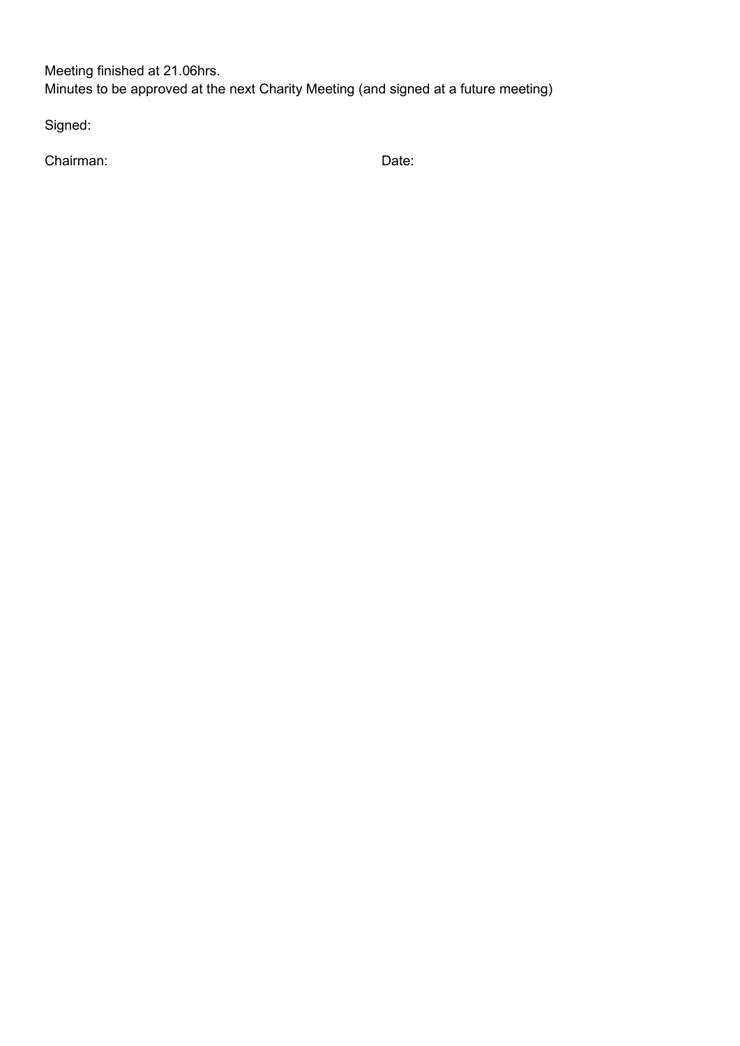Meeting finished at 21.06hrs.
Minutes to be approved at the next Charity Meeting (and signed at a future meeting)

Signed:

Chairman: Date: